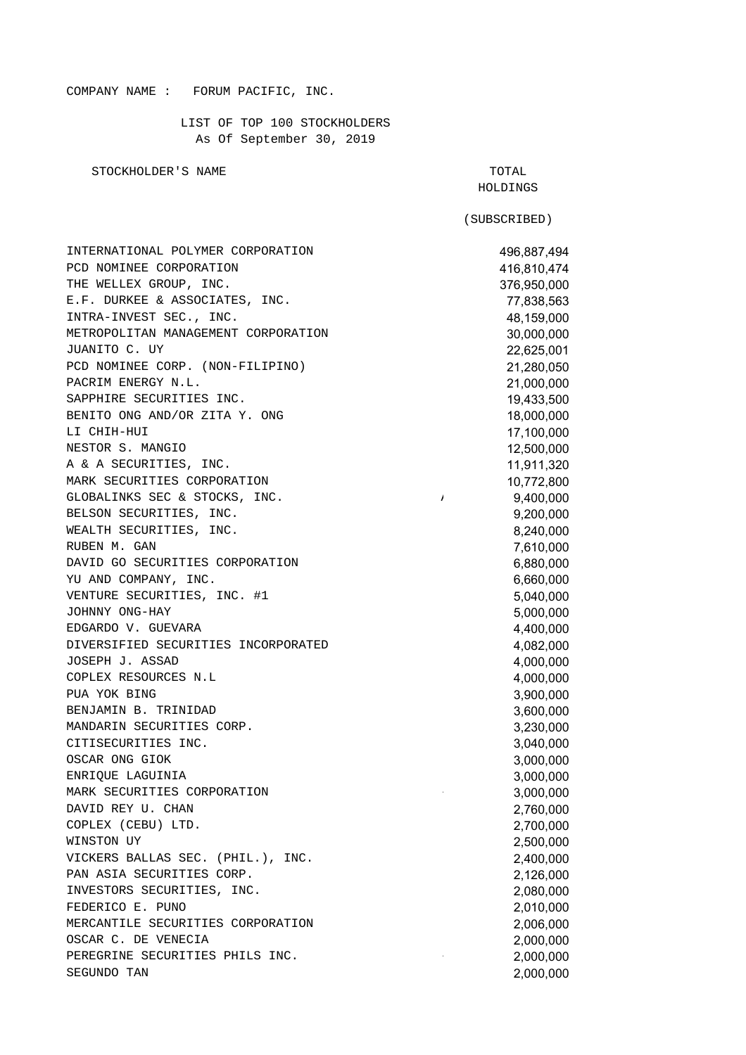COMPANY NAME : FORUM PACIFIC, INC.

LIST OF TOP 100 STOCKHOLDERS
As Of September 30, 2019

| STOCKHOLDER'S NAME | TOTAL HOLDINGS (SUBSCRIBED) |
|---|---|
| INTERNATIONAL POLYMER CORPORATION | 496,887,494 |
| PCD NOMINEE CORPORATION | 416,810,474 |
| THE WELLEX GROUP, INC. | 376,950,000 |
| E.F. DURKEE & ASSOCIATES, INC. | 77,838,563 |
| INTRA-INVEST SEC., INC. | 48,159,000 |
| METROPOLITAN MANAGEMENT CORPORATION | 30,000,000 |
| JUANITO C. UY | 22,625,001 |
| PCD NOMINEE CORP. (NON-FILIPINO) | 21,280,050 |
| PACRIM ENERGY N.L. | 21,000,000 |
| SAPPHIRE SECURITIES INC. | 19,433,500 |
| BENITO ONG AND/OR ZITA Y. ONG | 18,000,000 |
| LI CHIH-HUI | 17,100,000 |
| NESTOR S. MANGIO | 12,500,000 |
| A & A SECURITIES, INC. | 11,911,320 |
| MARK SECURITIES CORPORATION | 10,772,800 |
| GLOBALINKS SEC & STOCKS, INC. | 9,400,000 |
| BELSON SECURITIES, INC. | 9,200,000 |
| WEALTH SECURITIES, INC. | 8,240,000 |
| RUBEN M. GAN | 7,610,000 |
| DAVID GO SECURITIES CORPORATION | 6,880,000 |
| YU AND COMPANY, INC. | 6,660,000 |
| VENTURE SECURITIES, INC. #1 | 5,040,000 |
| JOHNNY ONG-HAY | 5,000,000 |
| EDGARDO V. GUEVARA | 4,400,000 |
| DIVERSIFIED SECURITIES INCORPORATED | 4,082,000 |
| JOSEPH J. ASSAD | 4,000,000 |
| COPLEX RESOURCES N.L | 4,000,000 |
| PUA YOK BING | 3,900,000 |
| BENJAMIN B. TRINIDAD | 3,600,000 |
| MANDARIN SECURITIES CORP. | 3,230,000 |
| CITISECURITIES INC. | 3,040,000 |
| OSCAR ONG GIOK | 3,000,000 |
| ENRIQUE LAGUINIA | 3,000,000 |
| MARK SECURITIES CORPORATION | 3,000,000 |
| DAVID REY U. CHAN | 2,760,000 |
| COPLEX (CEBU) LTD. | 2,700,000 |
| WINSTON UY | 2,500,000 |
| VICKERS BALLAS SEC. (PHIL.), INC. | 2,400,000 |
| PAN ASIA SECURITIES CORP. | 2,126,000 |
| INVESTORS SECURITIES, INC. | 2,080,000 |
| FEDERICO E. PUNO | 2,010,000 |
| MERCANTILE SECURITIES CORPORATION | 2,006,000 |
| OSCAR C. DE VENECIA | 2,000,000 |
| PEREGRINE SECURITIES PHILS INC. | 2,000,000 |
| SEGUNDO TAN | 2,000,000 |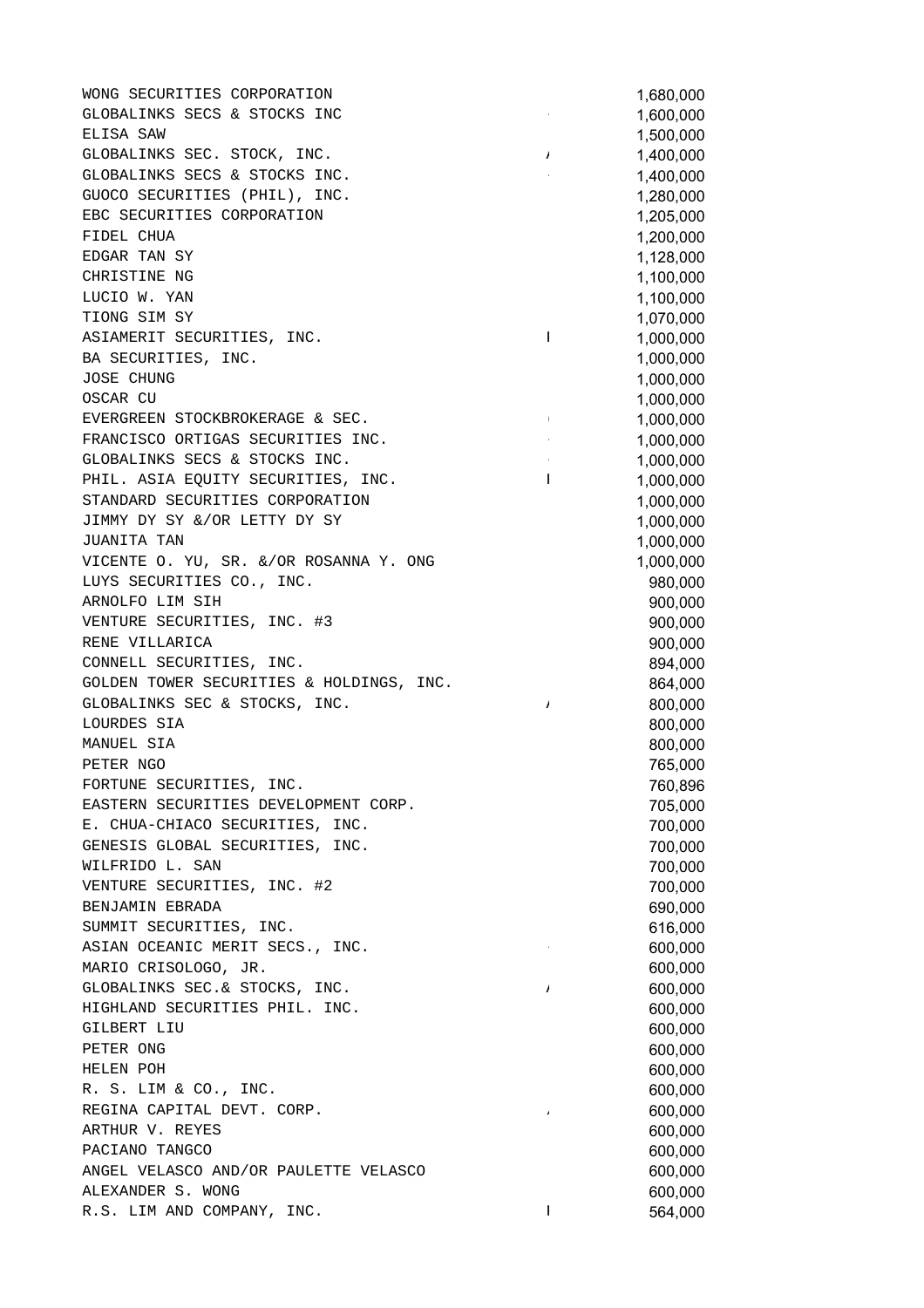| | |
|---|---|
| WONG SECURITIES CORPORATION | 1,680,000 |
| GLOBALINKS SECS & STOCKS INC | 1,600,000 |
| ELISA SAW | 1,500,000 |
| GLOBALINKS SEC. STOCK, INC. | 1,400,000 |
| GLOBALINKS SECS & STOCKS INC. | 1,400,000 |
| GUOCO SECURITIES (PHIL), INC. | 1,280,000 |
| EBC SECURITIES CORPORATION | 1,205,000 |
| FIDEL CHUA | 1,200,000 |
| EDGAR TAN SY | 1,128,000 |
| CHRISTINE NG | 1,100,000 |
| LUCIO W. YAN | 1,100,000 |
| TIONG SIM SY | 1,070,000 |
| ASIAMERIT SECURITIES, INC. | 1,000,000 |
| BA SECURITIES, INC. | 1,000,000 |
| JOSE CHUNG | 1,000,000 |
| OSCAR CU | 1,000,000 |
| EVERGREEN STOCKBROKERAGE & SEC. | 1,000,000 |
| FRANCISCO ORTIGAS SECURITIES INC. | 1,000,000 |
| GLOBALINKS SECS & STOCKS INC. | 1,000,000 |
| PHIL. ASIA EQUITY SECURITIES, INC. | 1,000,000 |
| STANDARD SECURITIES CORPORATION | 1,000,000 |
| JIMMY DY SY &/OR LETTY DY SY | 1,000,000 |
| JUANITA TAN | 1,000,000 |
| VICENTE O. YU, SR. &/OR ROSANNA Y. ONG | 1,000,000 |
| LUYS SECURITIES CO., INC. | 980,000 |
| ARNOLFO LIM SIH | 900,000 |
| VENTURE SECURITIES, INC. #3 | 900,000 |
| RENE VILLARICA | 900,000 |
| CONNELL SECURITIES, INC. | 894,000 |
| GOLDEN TOWER SECURITIES & HOLDINGS, INC. | 864,000 |
| GLOBALINKS SEC & STOCKS, INC. | 800,000 |
| LOURDES SIA | 800,000 |
| MANUEL SIA | 800,000 |
| PETER NGO | 765,000 |
| FORTUNE SECURITIES, INC. | 760,896 |
| EASTERN SECURITIES DEVELOPMENT CORP. | 705,000 |
| E. CHUA-CHIACO SECURITIES, INC. | 700,000 |
| GENESIS GLOBAL SECURITIES, INC. | 700,000 |
| WILFRIDO L. SAN | 700,000 |
| VENTURE SECURITIES, INC. #2 | 700,000 |
| BENJAMIN EBRADA | 690,000 |
| SUMMIT SECURITIES, INC. | 616,000 |
| ASIAN OCEANIC MERIT SECS., INC. | 600,000 |
| MARIO CRISOLOGO, JR. | 600,000 |
| GLOBALINKS SEC.& STOCKS, INC. | 600,000 |
| HIGHLAND SECURITIES PHIL. INC. | 600,000 |
| GILBERT LIU | 600,000 |
| PETER ONG | 600,000 |
| HELEN POH | 600,000 |
| R. S. LIM & CO., INC. | 600,000 |
| REGINA CAPITAL DEVT. CORP. | 600,000 |
| ARTHUR V. REYES | 600,000 |
| PACIANO TANGCO | 600,000 |
| ANGEL VELASCO AND/OR PAULETTE VELASCO | 600,000 |
| ALEXANDER S. WONG | 600,000 |
| R.S. LIM AND COMPANY, INC. | 564,000 |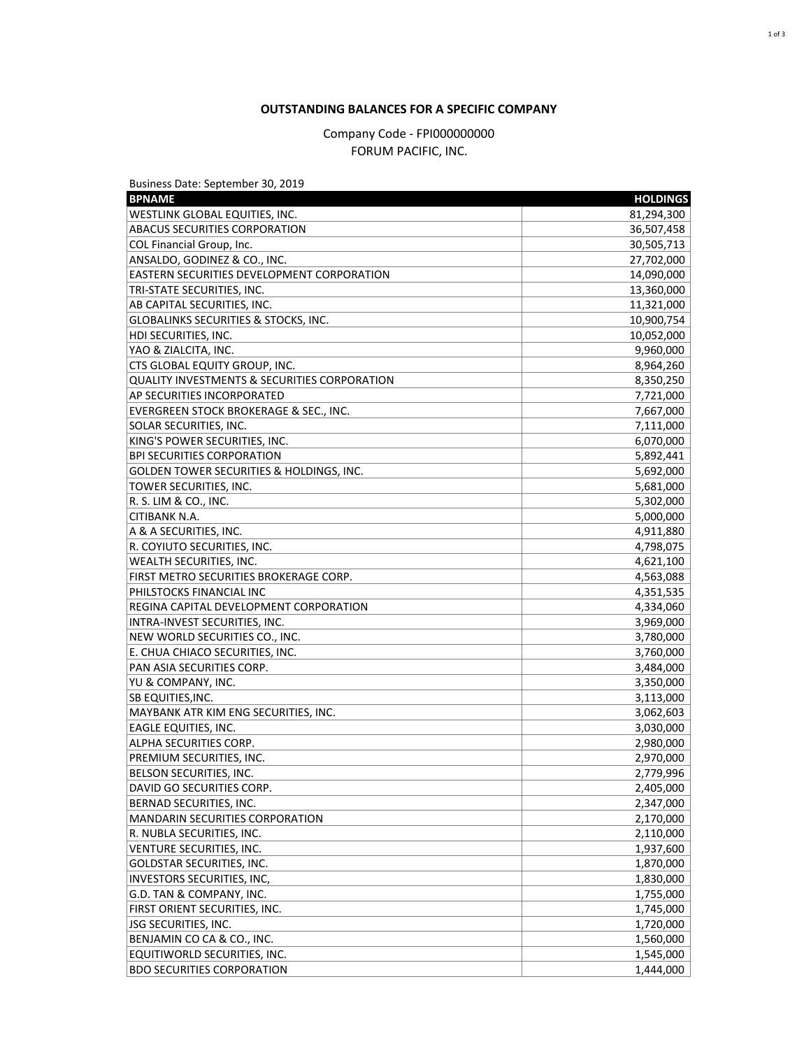**OUTSTANDING BALANCES FOR A SPECIFIC COMPANY**

Company Code - FPI000000000
FORUM PACIFIC, INC.

Business Date: September 30, 2019

| BPNAME | HOLDINGS |
|---|---:|
| WESTLINK GLOBAL EQUITIES, INC. | 81,294,300 |
| ABACUS SECURITIES CORPORATION | 36,507,458 |
| COL Financial Group, Inc. | 30,505,713 |
| ANSALDO, GODINEZ & CO., INC. | 27,702,000 |
| EASTERN SECURITIES DEVELOPMENT CORPORATION | 14,090,000 |
| TRI-STATE SECURITIES, INC. | 13,360,000 |
| AB CAPITAL SECURITIES, INC. | 11,321,000 |
| GLOBALINKS SECURITIES & STOCKS, INC. | 10,900,754 |
| HDI SECURITIES, INC. | 10,052,000 |
| YAO & ZIALCITA, INC. | 9,960,000 |
| CTS GLOBAL EQUITY GROUP, INC. | 8,964,260 |
| QUALITY INVESTMENTS & SECURITIES CORPORATION | 8,350,250 |
| AP SECURITIES INCORPORATED | 7,721,000 |
| EVERGREEN STOCK BROKERAGE & SEC., INC. | 7,667,000 |
| SOLAR SECURITIES, INC. | 7,111,000 |
| KING'S POWER SECURITIES, INC. | 6,070,000 |
| BPI SECURITIES CORPORATION | 5,892,441 |
| GOLDEN TOWER SECURITIES & HOLDINGS, INC. | 5,692,000 |
| TOWER SECURITIES, INC. | 5,681,000 |
| R. S. LIM & CO., INC. | 5,302,000 |
| CITIBANK N.A. | 5,000,000 |
| A & A SECURITIES, INC. | 4,911,880 |
| R. COYIUTO SECURITIES, INC. | 4,798,075 |
| WEALTH SECURITIES, INC. | 4,621,100 |
| FIRST METRO SECURITIES BROKERAGE CORP. | 4,563,088 |
| PHILSTOCKS FINANCIAL INC | 4,351,535 |
| REGINA CAPITAL DEVELOPMENT CORPORATION | 4,334,060 |
| INTRA-INVEST SECURITIES, INC. | 3,969,000 |
| NEW WORLD SECURITIES CO., INC. | 3,780,000 |
| E. CHUA CHIACO SECURITIES, INC. | 3,760,000 |
| PAN ASIA SECURITIES CORP. | 3,484,000 |
| YU & COMPANY, INC. | 3,350,000 |
| SB EQUITIES,INC. | 3,113,000 |
| MAYBANK ATR KIM ENG SECURITIES, INC. | 3,062,603 |
| EAGLE EQUITIES, INC. | 3,030,000 |
| ALPHA SECURITIES CORP. | 2,980,000 |
| PREMIUM SECURITIES, INC. | 2,970,000 |
| BELSON SECURITIES, INC. | 2,779,996 |
| DAVID GO SECURITIES CORP. | 2,405,000 |
| BERNAD SECURITIES, INC. | 2,347,000 |
| MANDARIN SECURITIES CORPORATION | 2,170,000 |
| R. NUBLA SECURITIES, INC. | 2,110,000 |
| VENTURE SECURITIES, INC. | 1,937,600 |
| GOLDSTAR SECURITIES, INC. | 1,870,000 |
| INVESTORS SECURITIES, INC, | 1,830,000 |
| G.D. TAN & COMPANY, INC. | 1,755,000 |
| FIRST ORIENT SECURITIES, INC. | 1,745,000 |
| JSG SECURITIES, INC. | 1,720,000 |
| BENJAMIN CO CA & CO., INC. | 1,560,000 |
| EQUITIWORLD SECURITIES, INC. | 1,545,000 |
| BDO SECURITIES CORPORATION | 1,444,000 |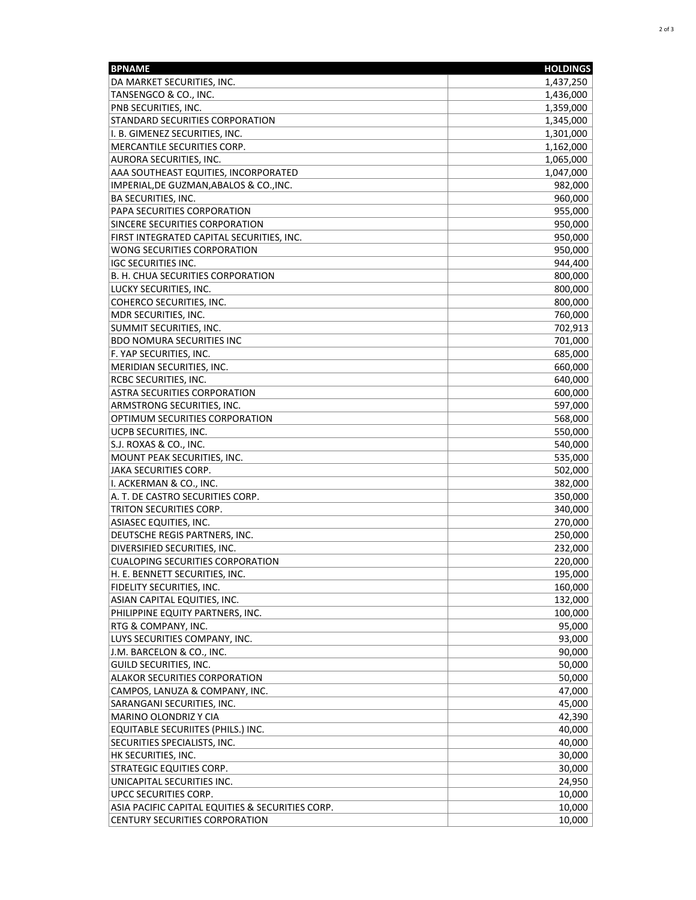| BPNAME | HOLDINGS |
| --- | --- |
| DA MARKET SECURITIES, INC. | 1,437,250 |
| TANSENGCO & CO., INC. | 1,436,000 |
| PNB SECURITIES, INC. | 1,359,000 |
| STANDARD SECURITIES CORPORATION | 1,345,000 |
| I. B. GIMENEZ SECURITIES, INC. | 1,301,000 |
| MERCANTILE SECURITIES CORP. | 1,162,000 |
| AURORA SECURITIES, INC. | 1,065,000 |
| AAA SOUTHEAST EQUITIES, INCORPORATED | 1,047,000 |
| IMPERIAL,DE GUZMAN,ABALOS & CO.,INC. | 982,000 |
| BA SECURITIES, INC. | 960,000 |
| PAPA SECURITIES CORPORATION | 955,000 |
| SINCERE SECURITIES CORPORATION | 950,000 |
| FIRST INTEGRATED CAPITAL SECURITIES, INC. | 950,000 |
| WONG SECURITIES CORPORATION | 950,000 |
| IGC SECURITIES INC. | 944,400 |
| B. H. CHUA SECURITIES CORPORATION | 800,000 |
| LUCKY SECURITIES, INC. | 800,000 |
| COHERCO SECURITIES, INC. | 800,000 |
| MDR SECURITIES, INC. | 760,000 |
| SUMMIT SECURITIES, INC. | 702,913 |
| BDO NOMURA SECURITIES INC | 701,000 |
| F. YAP SECURITIES, INC. | 685,000 |
| MERIDIAN SECURITIES, INC. | 660,000 |
| RCBC SECURITIES, INC. | 640,000 |
| ASTRA SECURITIES CORPORATION | 600,000 |
| ARMSTRONG SECURITIES, INC. | 597,000 |
| OPTIMUM SECURITIES CORPORATION | 568,000 |
| UCPB SECURITIES, INC. | 550,000 |
| S.J. ROXAS & CO., INC. | 540,000 |
| MOUNT PEAK SECURITIES, INC. | 535,000 |
| JAKA SECURITIES CORP. | 502,000 |
| I. ACKERMAN & CO., INC. | 382,000 |
| A. T. DE CASTRO SECURITIES CORP. | 350,000 |
| TRITON SECURITIES CORP. | 340,000 |
| ASIASEC EQUITIES, INC. | 270,000 |
| DEUTSCHE REGIS PARTNERS, INC. | 250,000 |
| DIVERSIFIED SECURITIES, INC. | 232,000 |
| CUALOPING SECURITIES CORPORATION | 220,000 |
| H. E. BENNETT SECURITIES, INC. | 195,000 |
| FIDELITY SECURITIES, INC. | 160,000 |
| ASIAN CAPITAL EQUITIES, INC. | 132,000 |
| PHILIPPINE EQUITY PARTNERS, INC. | 100,000 |
| RTG & COMPANY, INC. | 95,000 |
| LUYS SECURITIES COMPANY, INC. | 93,000 |
| J.M. BARCELON & CO., INC. | 90,000 |
| GUILD SECURITIES, INC. | 50,000 |
| ALAKOR SECURITIES CORPORATION | 50,000 |
| CAMPOS, LANUZA & COMPANY, INC. | 47,000 |
| SARANGANI SECURITIES, INC. | 45,000 |
| MARINO OLONDRIZ Y CIA | 42,390 |
| EQUITABLE SECURIITES (PHILS.) INC. | 40,000 |
| SECURITIES SPECIALISTS, INC. | 40,000 |
| HK SECURITIES, INC. | 30,000 |
| STRATEGIC EQUITIES CORP. | 30,000 |
| UNICAPITAL SECURITIES INC. | 24,950 |
| UPCC SECURITIES CORP. | 10,000 |
| ASIA PACIFIC CAPITAL EQUITIES & SECURITIES CORP. | 10,000 |
| CENTURY SECURITIES CORPORATION | 10,000 |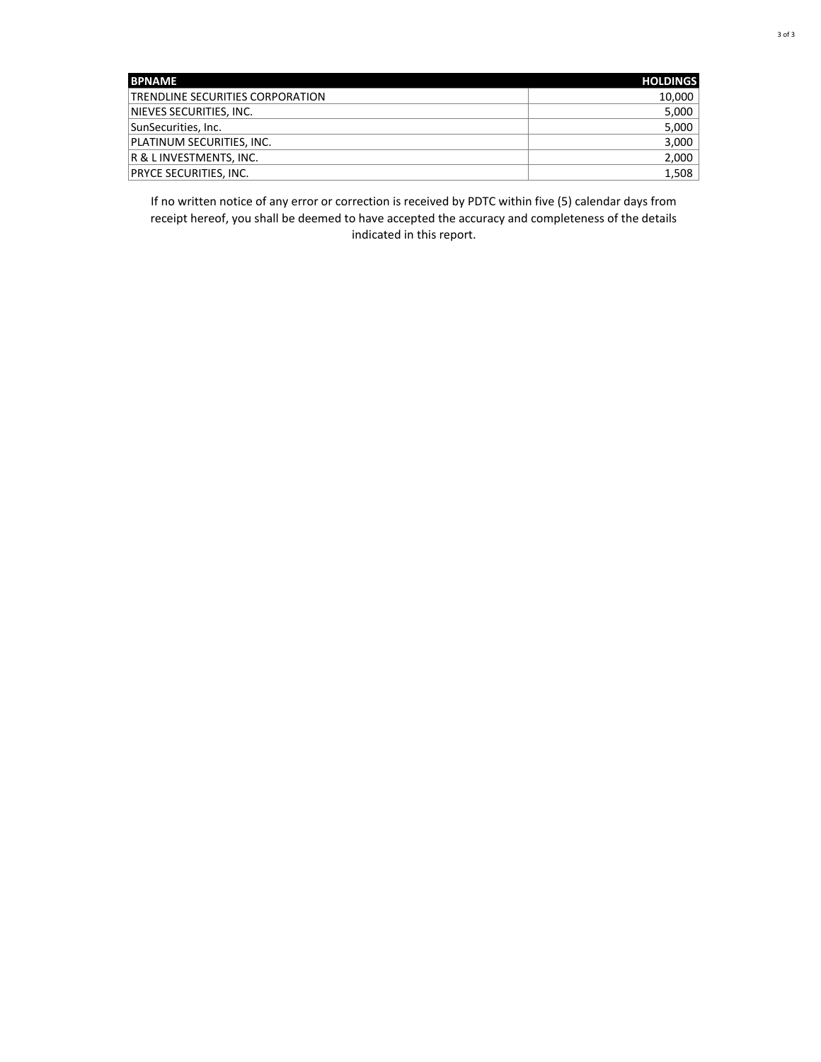| BPNAME | HOLDINGS |
| --- | ---: |
| TRENDLINE SECURITIES CORPORATION | 10,000 |
| NIEVES SECURITIES, INC. | 5,000 |
| SunSecurities, Inc. | 5,000 |
| PLATINUM SECURITIES, INC. | 3,000 |
| R & L INVESTMENTS, INC. | 2,000 |
| PRYCE SECURITIES, INC. | 1,508 |

If no written notice of any error or correction is received by PDTC within five (5) calendar days from receipt hereof, you shall be deemed to have accepted the accuracy and completeness of the details indicated in this report.